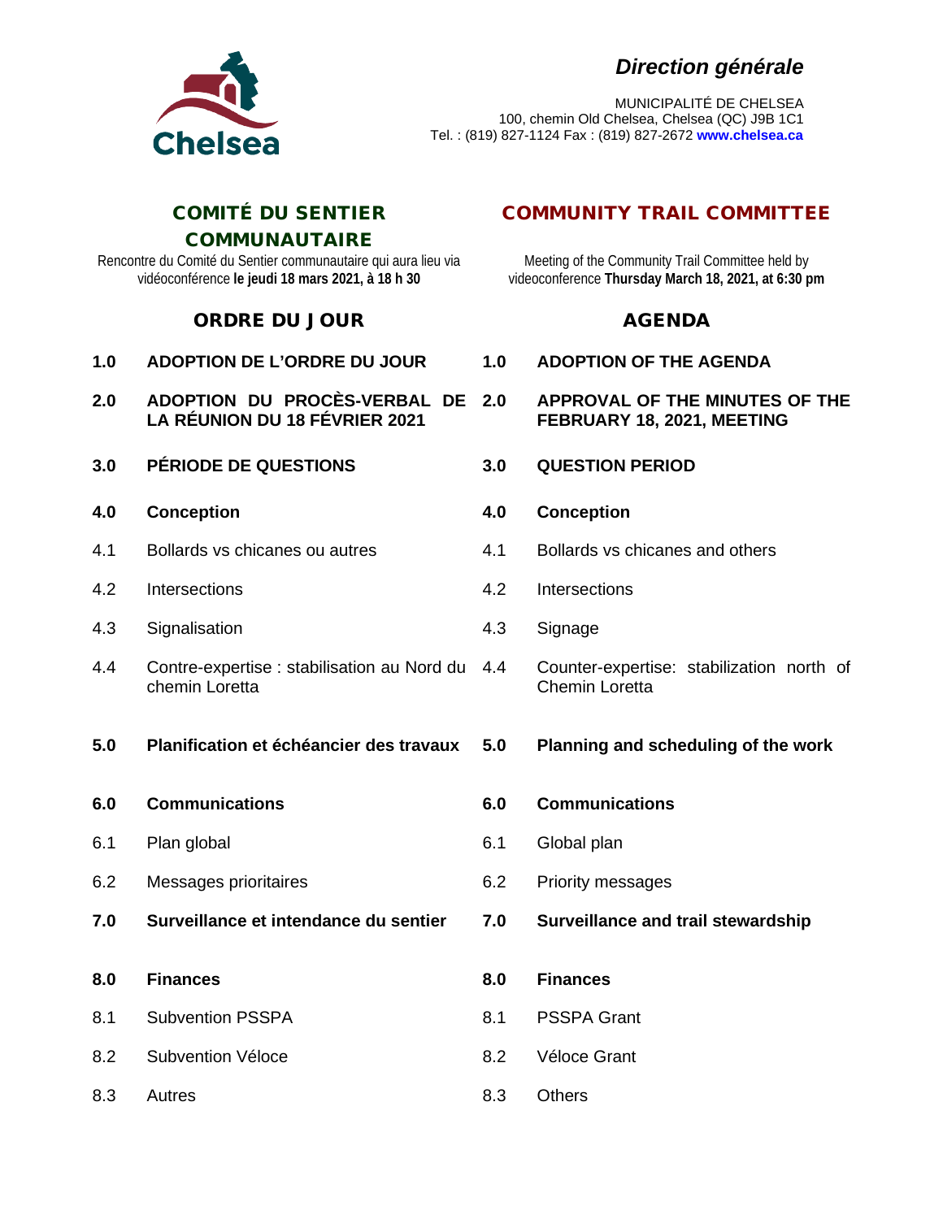*Direction générale*

MUNICIPALITÉ DE CHELSEA
100, chemin Old Chelsea, Chelsea (QC) J9B 1C1
Tel. : (819) 827-1124 Fax : (819) 827-2672 **www.chelsea.ca**

| COMITÉ DU SENTIER COMMUNAUTAIRE | COMMUNITY TRAIL COMMITTEE |
|---|---|
| Rencontre du Comité du Sentier communautaire qui aura lieu via vidéoconférence **le jeudi 18 mars 2021, à 18 h 30** | Meeting of the Community Trail Committee held by videoconference **Thursday March 18, 2021, at 6:30 pm** |

| ORDRE DU JOUR | | AGENDA | |
|---|---|---|---|
| **1.0** | **ADOPTION DE L'ORDRE DU JOUR** | **1.0** | **ADOPTION OF THE AGENDA** |
| **2.0** | **ADOPTION DU PROCÈS-VERBAL DE LA RÉUNION DU 18 FÉVRIER 2021** | **2.0** | **APPROVAL OF THE MINUTES OF THE FEBRUARY 18, 2021, MEETING** |
| **3.0** | **PÉRIODE DE QUESTIONS** | **3.0** | **QUESTION PERIOD** |
| **4.0** | **Conception** | **4.0** | **Conception** |
| 4.1 | Bollards vs chicanes ou autres | 4.1 | Bollards vs chicanes and others |
| 4.2 | Intersections | 4.2 | Intersections |
| 4.3 | Signalisation | 4.3 | Signage |
| 4.4 | Contre-expertise : stabilisation au Nord du chemin Loretta | 4.4 | Counter-expertise: stabilization north of Chemin Loretta |
| **5.0** | **Planification et échéancier des travaux** | **5.0** | **Planning and scheduling of the work** |
| **6.0** | **Communications** | **6.0** | **Communications** |
| 6.1 | Plan global | 6.1 | Global plan |
| 6.2 | Messages prioritaires | 6.2 | Priority messages |
| **7.0** | **Surveillance et intendance du sentier** | **7.0** | **Surveillance and trail stewardship** |
| **8.0** | **Finances** | **8.0** | **Finances** |
| 8.1 | Subvention PSSPA | 8.1 | PSSPA Grant |
| 8.2 | Subvention Véloce | 8.2 | Véloce Grant |
| 8.3 | Autres | 8.3 | Others |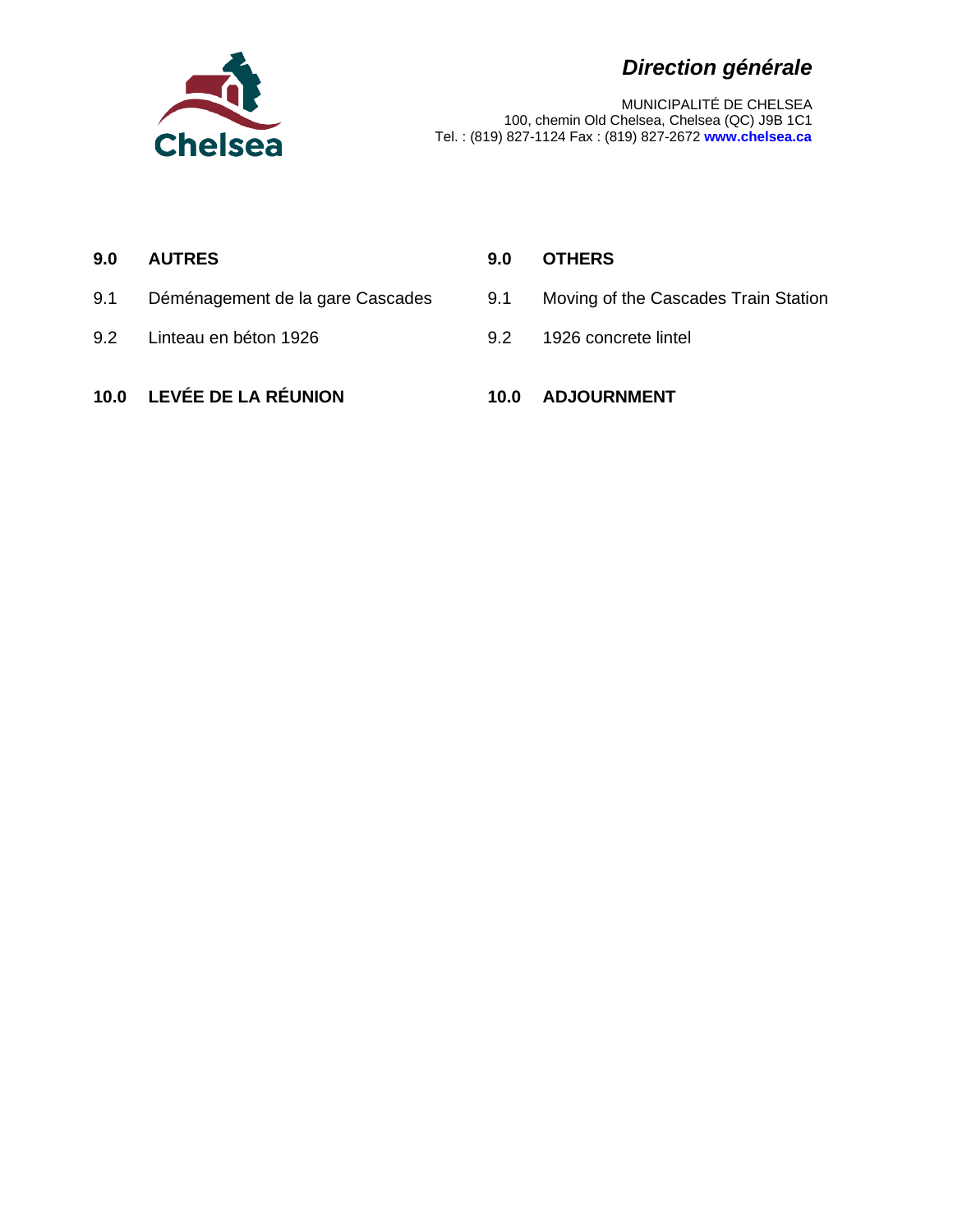| | | | |
|---|---|---|---|
| **9.0** | **AUTRES** | **9.0** | **OTHERS** |
| 9.1 | Déménagement de la gare Cascades | 9.1 | Moving of the Cascades Train Station |
| 9.2 | Linteau en béton 1926 | 9.2 | 1926 concrete lintel |
| **10.0** | **LEVÉE DE LA RÉUNION** | **10.0** | **ADJOURNMENT** |